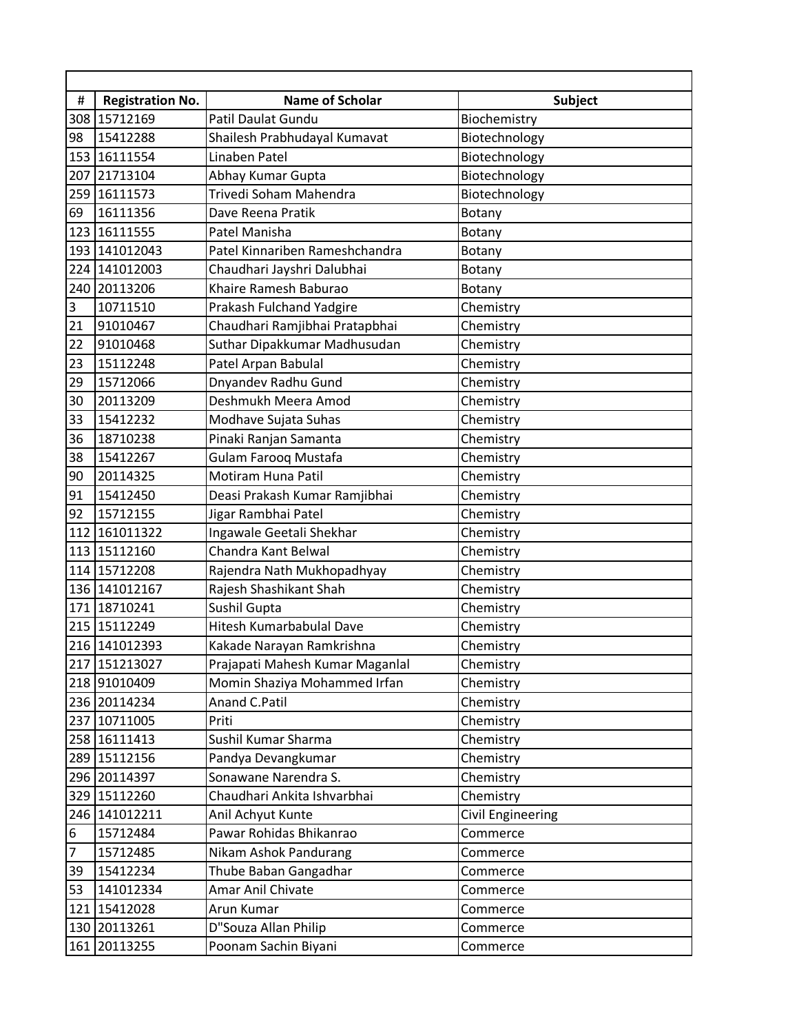| # | Registration No. | Name of Scholar | Subject |
|---|---|---|---|
| 308 | 15712169 | Patil Daulat Gundu | Biochemistry |
| 98 | 15412288 | Shailesh Prabhudayal Kumavat | Biotechnology |
| 153 | 16111554 | Linaben Patel | Biotechnology |
| 207 | 21713104 | Abhay Kumar Gupta | Biotechnology |
| 259 | 16111573 | Trivedi Soham Mahendra | Biotechnology |
| 69 | 16111356 | Dave Reena Pratik | Botany |
| 123 | 16111555 | Patel Manisha | Botany |
| 193 | 141012043 | Patel Kinnariben Rameshchandra | Botany |
| 224 | 141012003 | Chaudhari Jayshri Dalubhai | Botany |
| 240 | 20113206 | Khaire Ramesh Baburao | Botany |
| 3 | 10711510 | Prakash Fulchand Yadgire | Chemistry |
| 21 | 91010467 | Chaudhari Ramjibhai Pratapbhai | Chemistry |
| 22 | 91010468 | Suthar Dipakkumar Madhusudan | Chemistry |
| 23 | 15112248 | Patel Arpan Babulal | Chemistry |
| 29 | 15712066 | Dnyandev Radhu Gund | Chemistry |
| 30 | 20113209 | Deshmukh Meera Amod | Chemistry |
| 33 | 15412232 | Modhave Sujata Suhas | Chemistry |
| 36 | 18710238 | Pinaki Ranjan Samanta | Chemistry |
| 38 | 15412267 | Gulam Farooq Mustafa | Chemistry |
| 90 | 20114325 | Motiram Huna Patil | Chemistry |
| 91 | 15412450 | Deasi Prakash Kumar Ramjibhai | Chemistry |
| 92 | 15712155 | Jigar Rambhai Patel | Chemistry |
| 112 | 161011322 | Ingawale Geetali Shekhar | Chemistry |
| 113 | 15112160 | Chandra Kant Belwal | Chemistry |
| 114 | 15712208 | Rajendra Nath Mukhopadhyay | Chemistry |
| 136 | 141012167 | Rajesh Shashikant Shah | Chemistry |
| 171 | 18710241 | Sushil Gupta | Chemistry |
| 215 | 15112249 | Hitesh Kumarbabulal Dave | Chemistry |
| 216 | 141012393 | Kakade Narayan Ramkrishna | Chemistry |
| 217 | 151213027 | Prajapati Mahesh Kumar Maganlal | Chemistry |
| 218 | 91010409 | Momin Shaziya Mohammed Irfan | Chemistry |
| 236 | 20114234 | Anand C.Patil | Chemistry |
| 237 | 10711005 | Priti | Chemistry |
| 258 | 16111413 | Sushil Kumar Sharma | Chemistry |
| 289 | 15112156 | Pandya Devangkumar | Chemistry |
| 296 | 20114397 | Sonawane Narendra S. | Chemistry |
| 329 | 15112260 | Chaudhari Ankita Ishvarbhai | Chemistry |
| 246 | 141012211 | Anil Achyut Kunte | Civil Engineering |
| 6 | 15712484 | Pawar Rohidas Bhikanrao | Commerce |
| 7 | 15712485 | Nikam Ashok Pandurang | Commerce |
| 39 | 15412234 | Thube Baban Gangadhar | Commerce |
| 53 | 141012334 | Amar Anil Chivate | Commerce |
| 121 | 15412028 | Arun Kumar | Commerce |
| 130 | 20113261 | D"Souza Allan Philip | Commerce |
| 161 | 20113255 | Poonam Sachin Biyani | Commerce |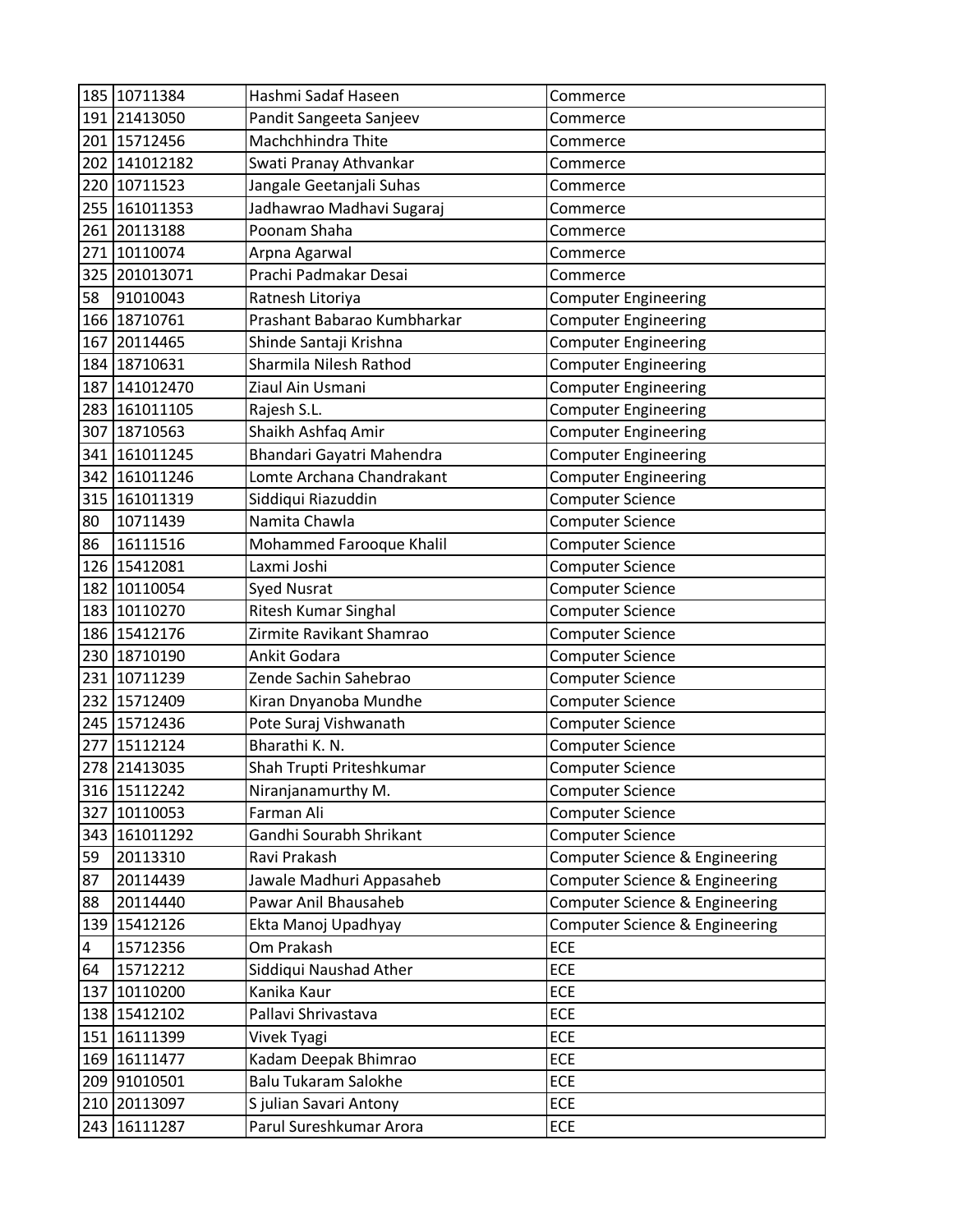| | | | |
|---|---|---|---|
| 185 | 10711384 | Hashmi Sadaf Haseen | Commerce |
| 191 | 21413050 | Pandit Sangeeta Sanjeev | Commerce |
| 201 | 15712456 | Machchhindra Thite | Commerce |
| 202 | 141012182 | Swati Pranay Athvankar | Commerce |
| 220 | 10711523 | Jangale Geetanjali Suhas | Commerce |
| 255 | 161011353 | Jadhawrao Madhavi Sugaraj | Commerce |
| 261 | 20113188 | Poonam Shaha | Commerce |
| 271 | 10110074 | Arpna Agarwal | Commerce |
| 325 | 201013071 | Prachi Padmakar Desai | Commerce |
| 58 | 91010043 | Ratnesh Litoriya | Computer Engineering |
| 166 | 18710761 | Prashant Babarao Kumbharkar | Computer Engineering |
| 167 | 20114465 | Shinde Santaji Krishna | Computer Engineering |
| 184 | 18710631 | Sharmila Nilesh Rathod | Computer Engineering |
| 187 | 141012470 | Ziaul Ain Usmani | Computer Engineering |
| 283 | 161011105 | Rajesh S.L. | Computer Engineering |
| 307 | 18710563 | Shaikh Ashfaq Amir | Computer Engineering |
| 341 | 161011245 | Bhandari Gayatri Mahendra | Computer Engineering |
| 342 | 161011246 | Lomte Archana Chandrakant | Computer Engineering |
| 315 | 161011319 | Siddiqui Riazuddin | Computer Science |
| 80 | 10711439 | Namita Chawla | Computer Science |
| 86 | 16111516 | Mohammed Farooque Khalil | Computer Science |
| 126 | 15412081 | Laxmi Joshi | Computer Science |
| 182 | 10110054 | Syed Nusrat | Computer Science |
| 183 | 10110270 | Ritesh Kumar Singhal | Computer Science |
| 186 | 15412176 | Zirmite Ravikant Shamrao | Computer Science |
| 230 | 18710190 | Ankit Godara | Computer Science |
| 231 | 10711239 | Zende Sachin Sahebrao | Computer Science |
| 232 | 15712409 | Kiran Dnyanoba Mundhe | Computer Science |
| 245 | 15712436 | Pote Suraj Vishwanath | Computer Science |
| 277 | 15112124 | Bharathi K. N. | Computer Science |
| 278 | 21413035 | Shah Trupti Priteshkumar | Computer Science |
| 316 | 15112242 | Niranjanamurthy M. | Computer Science |
| 327 | 10110053 | Farman Ali | Computer Science |
| 343 | 161011292 | Gandhi Sourabh Shrikant | Computer Science |
| 59 | 20113310 | Ravi Prakash | Computer Science & Engineering |
| 87 | 20114439 | Jawale Madhuri Appasaheb | Computer Science & Engineering |
| 88 | 20114440 | Pawar Anil Bhausaheb | Computer Science & Engineering |
| 139 | 15412126 | Ekta Manoj Upadhyay | Computer Science & Engineering |
| 4 | 15712356 | Om Prakash | ECE |
| 64 | 15712212 | Siddiqui Naushad Ather | ECE |
| 137 | 10110200 | Kanika Kaur | ECE |
| 138 | 15412102 | Pallavi Shrivastava | ECE |
| 151 | 16111399 | Vivek Tyagi | ECE |
| 169 | 16111477 | Kadam Deepak Bhimrao | ECE |
| 209 | 91010501 | Balu Tukaram Salokhe | ECE |
| 210 | 20113097 | S julian Savari Antony | ECE |
| 243 | 16111287 | Parul Sureshkumar Arora | ECE |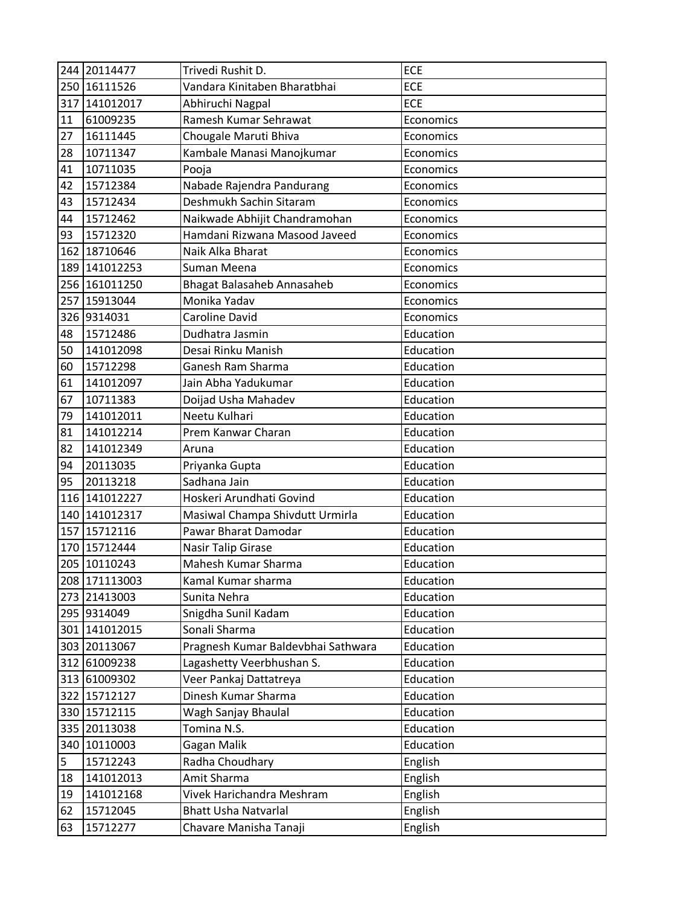| 244 | 20114477 | Trivedi Rushit D. | ECE |
|---|---|---|---|
| 250 | 16111526 | Vandara Kinitaben Bharatbhai | ECE |
| 317 | 141012017 | Abhiruchi Nagpal | ECE |
| 11 | 61009235 | Ramesh Kumar Sehrawat | Economics |
| 27 | 16111445 | Chougale Maruti Bhiva | Economics |
| 28 | 10711347 | Kambale Manasi Manojkumar | Economics |
| 41 | 10711035 | Pooja | Economics |
| 42 | 15712384 | Nabade Rajendra Pandurang | Economics |
| 43 | 15712434 | Deshmukh Sachin Sitaram | Economics |
| 44 | 15712462 | Naikwade Abhijit Chandramohan | Economics |
| 93 | 15712320 | Hamdani Rizwana Masood Javeed | Economics |
| 162 | 18710646 | Naik Alka Bharat | Economics |
| 189 | 141012253 | Suman Meena | Economics |
| 256 | 161011250 | Bhagat Balasaheb Annasaheb | Economics |
| 257 | 15913044 | Monika Yadav | Economics |
| 326 | 9314031 | Caroline David | Economics |
| 48 | 15712486 | Dudhatra Jasmin | Education |
| 50 | 141012098 | Desai Rinku Manish | Education |
| 60 | 15712298 | Ganesh Ram Sharma | Education |
| 61 | 141012097 | Jain Abha Yadukumar | Education |
| 67 | 10711383 | Doijad Usha Mahadev | Education |
| 79 | 141012011 | Neetu Kulhari | Education |
| 81 | 141012214 | Prem Kanwar Charan | Education |
| 82 | 141012349 | Aruna | Education |
| 94 | 20113035 | Priyanka Gupta | Education |
| 95 | 20113218 | Sadhana Jain | Education |
| 116 | 141012227 | Hoskeri Arundhati Govind | Education |
| 140 | 141012317 | Masiwal Champa Shivdutt Urmirla | Education |
| 157 | 15712116 | Pawar Bharat Damodar | Education |
| 170 | 15712444 | Nasir Talip Girase | Education |
| 205 | 10110243 | Mahesh Kumar Sharma | Education |
| 208 | 171113003 | Kamal Kumar sharma | Education |
| 273 | 21413003 | Sunita Nehra | Education |
| 295 | 9314049 | Snigdha Sunil Kadam | Education |
| 301 | 141012015 | Sonali Sharma | Education |
| 303 | 20113067 | Pragnesh Kumar Baldevbhai Sathwara | Education |
| 312 | 61009238 | Lagashetty Veerbhushan S. | Education |
| 313 | 61009302 | Veer Pankaj Dattatreya | Education |
| 322 | 15712127 | Dinesh Kumar Sharma | Education |
| 330 | 15712115 | Wagh Sanjay Bhaulal | Education |
| 335 | 20113038 | Tomina N.S. | Education |
| 340 | 10110003 | Gagan Malik | Education |
| 5 | 15712243 | Radha Choudhary | English |
| 18 | 141012013 | Amit Sharma | English |
| 19 | 141012168 | Vivek Harichandra Meshram | English |
| 62 | 15712045 | Bhatt Usha Natvarlal | English |
| 63 | 15712277 | Chavare Manisha Tanaji | English |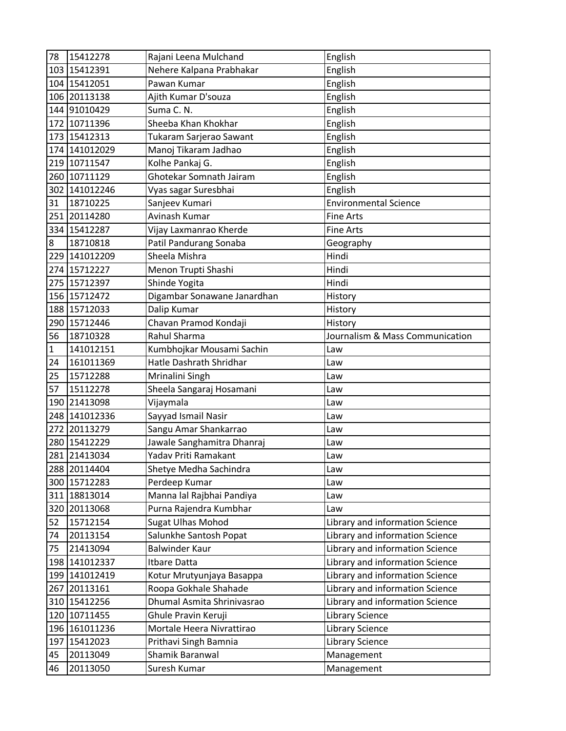| | | | |
|---|---|---|---|
| 78 | 15412278 | Rajani Leena Mulchand | English |
| 103 | 15412391 | Nehere Kalpana Prabhakar | English |
| 104 | 15412051 | Pawan Kumar | English |
| 106 | 20113138 | Ajith Kumar D'souza | English |
| 144 | 91010429 | Suma C. N. | English |
| 172 | 10711396 | Sheeba Khan Khokhar | English |
| 173 | 15412313 | Tukaram Sarjerao Sawant | English |
| 174 | 141012029 | Manoj Tikaram Jadhao | English |
| 219 | 10711547 | Kolhe Pankaj G. | English |
| 260 | 10711129 | Ghotekar Somnath Jairam | English |
| 302 | 141012246 | Vyas sagar Suresbhai | English |
| 31 | 18710225 | Sanjeev Kumari | Environmental Science |
| 251 | 20114280 | Avinash Kumar | Fine Arts |
| 334 | 15412287 | Vijay Laxmanrao Kherde | Fine Arts |
| 8 | 18710818 | Patil Pandurang Sonaba | Geography |
| 229 | 141012209 | Sheela Mishra | Hindi |
| 274 | 15712227 | Menon Trupti Shashi | Hindi |
| 275 | 15712397 | Shinde Yogita | Hindi |
| 156 | 15712472 | Digambar Sonawane Janardhan | History |
| 188 | 15712033 | Dalip Kumar | History |
| 290 | 15712446 | Chavan Pramod Kondaji | History |
| 56 | 18710328 | Rahul Sharma | Journalism & Mass Communication |
| 1 | 141012151 | Kumbhojkar Mousami Sachin | Law |
| 24 | 161011369 | Hatle Dashrath Shridhar | Law |
| 25 | 15712288 | Mrinalini Singh | Law |
| 57 | 15112278 | Sheela Sangaraj Hosamani | Law |
| 190 | 21413098 | Vijaymala | Law |
| 248 | 141012336 | Sayyad Ismail Nasir | Law |
| 272 | 20113279 | Sangu Amar Shankarrao | Law |
| 280 | 15412229 | Jawale Sanghamitra Dhanraj | Law |
| 281 | 21413034 | Yadav Priti Ramakant | Law |
| 288 | 20114404 | Shetye Medha Sachindra | Law |
| 300 | 15712283 | Perdeep Kumar | Law |
| 311 | 18813014 | Manna lal Rajbhai Pandiya | Law |
| 320 | 20113068 | Purna Rajendra Kumbhar | Law |
| 52 | 15712154 | Sugat Ulhas Mohod | Library and information Science |
| 74 | 20113154 | Salunkhe Santosh Popat | Library and information Science |
| 75 | 21413094 | Balwinder Kaur | Library and information Science |
| 198 | 141012337 | Itbare Datta | Library and information Science |
| 199 | 141012419 | Kotur Mrutyunjaya Basappa | Library and information Science |
| 267 | 20113161 | Roopa Gokhale Shahade | Library and information Science |
| 310 | 15412256 | Dhumal Asmita Shrinivasrao | Library and information Science |
| 120 | 10711455 | Ghule Pravin Keruji | Library Science |
| 196 | 161011236 | Mortale Heera Nivrattirao | Library Science |
| 197 | 15412023 | Prithavi Singh Bamnia | Library Science |
| 45 | 20113049 | Shamik Baranwal | Management |
| 46 | 20113050 | Suresh Kumar | Management |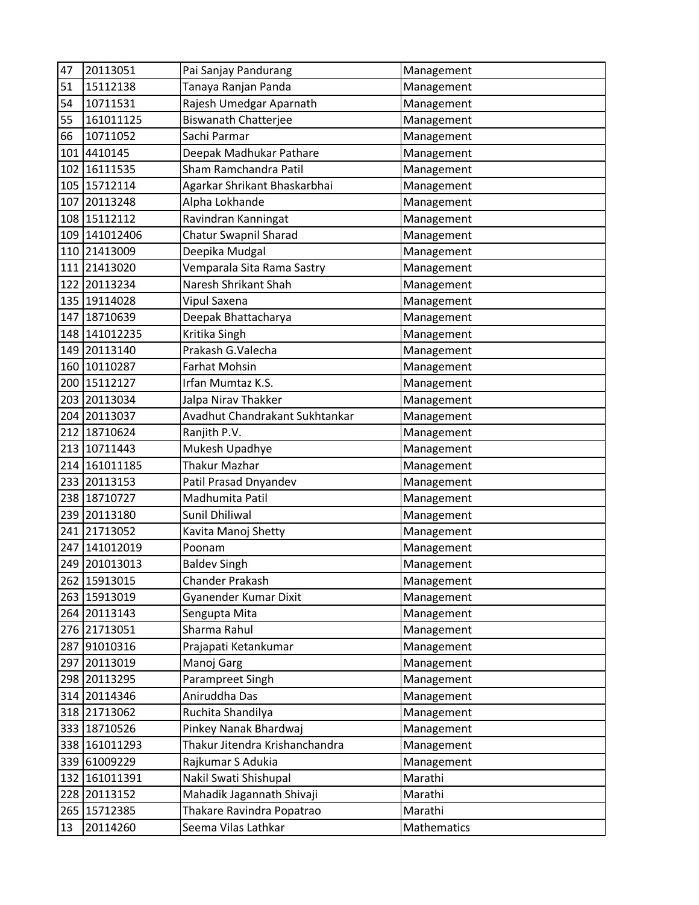| 47 | 20113051 | Pai Sanjay Pandurang | Management |
|---|---|---|---|
| 51 | 15112138 | Tanaya Ranjan Panda | Management |
| 54 | 10711531 | Rajesh Umedgar Aparnath | Management |
| 55 | 161011125 | Biswanath Chatterjee | Management |
| 66 | 10711052 | Sachi Parmar | Management |
| 101 | 4410145 | Deepak Madhukar Pathare | Management |
| 102 | 16111535 | Sham Ramchandra Patil | Management |
| 105 | 15712114 | Agarkar Shrikant Bhaskarbhai | Management |
| 107 | 20113248 | Alpha Lokhande | Management |
| 108 | 15112112 | Ravindran Kanningat | Management |
| 109 | 141012406 | Chatur Swapnil Sharad | Management |
| 110 | 21413009 | Deepika Mudgal | Management |
| 111 | 21413020 | Vemparala Sita Rama Sastry | Management |
| 122 | 20113234 | Naresh Shrikant Shah | Management |
| 135 | 19114028 | Vipul Saxena | Management |
| 147 | 18710639 | Deepak Bhattacharya | Management |
| 148 | 141012235 | Kritika Singh | Management |
| 149 | 20113140 | Prakash G.Valecha | Management |
| 160 | 10110287 | Farhat Mohsin | Management |
| 200 | 15112127 | Irfan Mumtaz K.S. | Management |
| 203 | 20113034 | Jalpa Nirav Thakker | Management |
| 204 | 20113037 | Avadhut Chandrakant Sukhtankar | Management |
| 212 | 18710624 | Ranjith P.V. | Management |
| 213 | 10711443 | Mukesh Upadhye | Management |
| 214 | 161011185 | Thakur Mazhar | Management |
| 233 | 20113153 | Patil Prasad Dnyandev | Management |
| 238 | 18710727 | Madhumita Patil | Management |
| 239 | 20113180 | Sunil Dhiliwal | Management |
| 241 | 21713052 | Kavita Manoj Shetty | Management |
| 247 | 141012019 | Poonam | Management |
| 249 | 201013013 | Baldev Singh | Management |
| 262 | 15913015 | Chander Prakash | Management |
| 263 | 15913019 | Gyanender Kumar Dixit | Management |
| 264 | 20113143 | Sengupta Mita | Management |
| 276 | 21713051 | Sharma Rahul | Management |
| 287 | 91010316 | Prajapati Ketankumar | Management |
| 297 | 20113019 | Manoj Garg | Management |
| 298 | 20113295 | Parampreet Singh | Management |
| 314 | 20114346 | Aniruddha Das | Management |
| 318 | 21713062 | Ruchita Shandilya | Management |
| 333 | 18710526 | Pinkey Nanak Bhardwaj | Management |
| 338 | 161011293 | Thakur Jitendra Krishanchandra | Management |
| 339 | 61009229 | Rajkumar S Adukia | Management |
| 132 | 161011391 | Nakil Swati Shishupal | Marathi |
| 228 | 20113152 | Mahadik Jagannath Shivaji | Marathi |
| 265 | 15712385 | Thakare Ravindra Popatrao | Marathi |
| 13 | 20114260 | Seema Vilas Lathkar | Mathematics |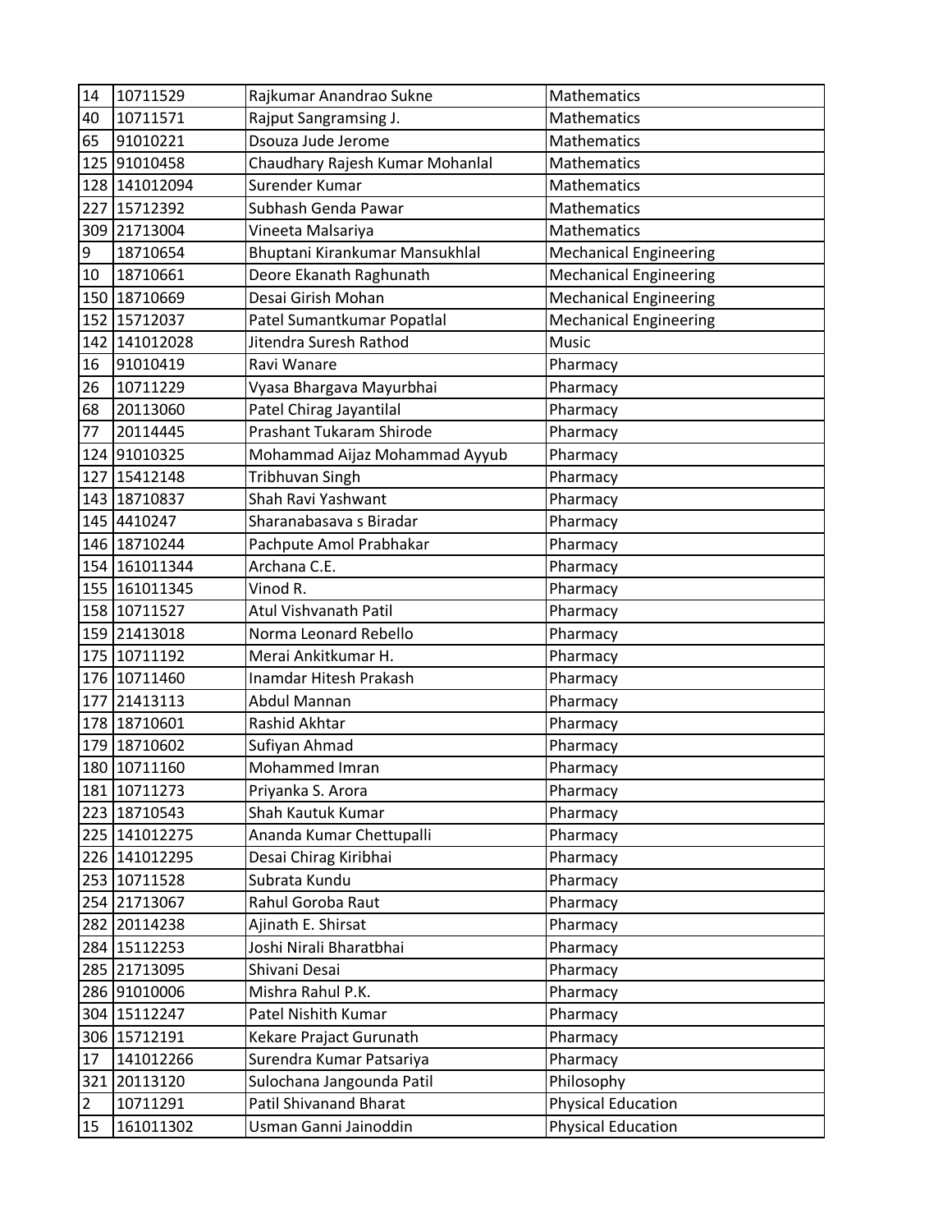| 14 | 10711529 | Rajkumar Anandrao Sukne | Mathematics |
|---|---|---|---|
| 40 | 10711571 | Rajput Sangramsing J. | Mathematics |
| 65 | 91010221 | Dsouza Jude Jerome | Mathematics |
| 125 | 91010458 | Chaudhary Rajesh Kumar Mohanlal | Mathematics |
| 128 | 141012094 | Surender Kumar | Mathematics |
| 227 | 15712392 | Subhash Genda Pawar | Mathematics |
| 309 | 21713004 | Vineeta Malsariya | Mathematics |
| 9 | 18710654 | Bhuptani Kirankumar Mansukhlal | Mechanical Engineering |
| 10 | 18710661 | Deore Ekanath Raghunath | Mechanical Engineering |
| 150 | 18710669 | Desai Girish Mohan | Mechanical Engineering |
| 152 | 15712037 | Patel Sumantkumar Popatlal | Mechanical Engineering |
| 142 | 141012028 | Jitendra Suresh Rathod | Music |
| 16 | 91010419 | Ravi Wanare | Pharmacy |
| 26 | 10711229 | Vyasa Bhargava Mayurbhai | Pharmacy |
| 68 | 20113060 | Patel Chirag Jayantilal | Pharmacy |
| 77 | 20114445 | Prashant Tukaram Shirode | Pharmacy |
| 124 | 91010325 | Mohammad Aijaz Mohammad Ayyub | Pharmacy |
| 127 | 15412148 | Tribhuvan Singh | Pharmacy |
| 143 | 18710837 | Shah Ravi Yashwant | Pharmacy |
| 145 | 4410247 | Sharanabasava s Biradar | Pharmacy |
| 146 | 18710244 | Pachpute Amol Prabhakar | Pharmacy |
| 154 | 161011344 | Archana C.E. | Pharmacy |
| 155 | 161011345 | Vinod R. | Pharmacy |
| 158 | 10711527 | Atul Vishvanath Patil | Pharmacy |
| 159 | 21413018 | Norma Leonard Rebello | Pharmacy |
| 175 | 10711192 | Merai Ankitkumar H. | Pharmacy |
| 176 | 10711460 | Inamdar Hitesh Prakash | Pharmacy |
| 177 | 21413113 | Abdul Mannan | Pharmacy |
| 178 | 18710601 | Rashid Akhtar | Pharmacy |
| 179 | 18710602 | Sufiyan Ahmad | Pharmacy |
| 180 | 10711160 | Mohammed Imran | Pharmacy |
| 181 | 10711273 | Priyanka S. Arora | Pharmacy |
| 223 | 18710543 | Shah Kautuk Kumar | Pharmacy |
| 225 | 141012275 | Ananda Kumar Chettupalli | Pharmacy |
| 226 | 141012295 | Desai Chirag Kiribhai | Pharmacy |
| 253 | 10711528 | Subrata Kundu | Pharmacy |
| 254 | 21713067 | Rahul Goroba Raut | Pharmacy |
| 282 | 20114238 | Ajinath E. Shirsat | Pharmacy |
| 284 | 15112253 | Joshi Nirali Bharatbhai | Pharmacy |
| 285 | 21713095 | Shivani Desai | Pharmacy |
| 286 | 91010006 | Mishra Rahul P.K. | Pharmacy |
| 304 | 15112247 | Patel Nishith Kumar | Pharmacy |
| 306 | 15712191 | Kekare Prajact Gurunath | Pharmacy |
| 17 | 141012266 | Surendra Kumar Patsariya | Pharmacy |
| 321 | 20113120 | Sulochana Jangounda Patil | Philosophy |
| 2 | 10711291 | Patil Shivanand Bharat | Physical Education |
| 15 | 161011302 | Usman Ganni Jainoddin | Physical Education |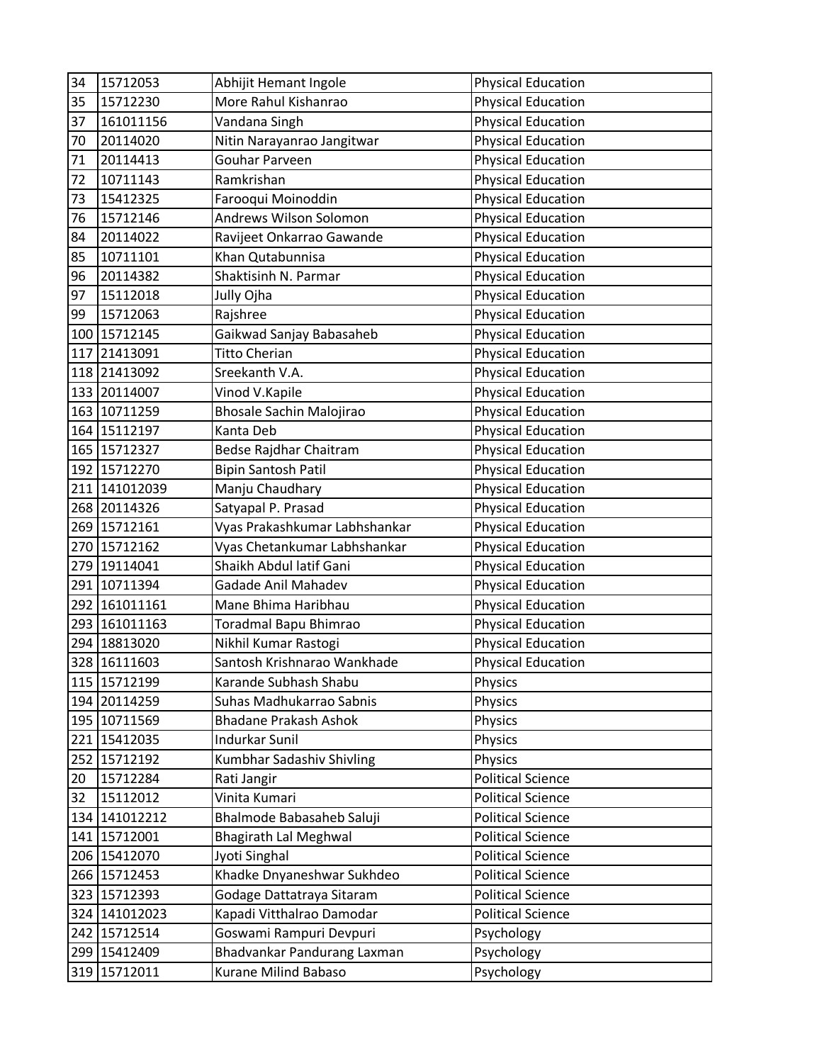| 34 | 15712053 | Abhijit Hemant Ingole | Physical Education |
|---|---|---|---|
| 35 | 15712230 | More Rahul Kishanrao | Physical Education |
| 37 | 161011156 | Vandana Singh | Physical Education |
| 70 | 20114020 | Nitin Narayanrao Jangitwar | Physical Education |
| 71 | 20114413 | Gouhar Parveen | Physical Education |
| 72 | 10711143 | Ramkrishan | Physical Education |
| 73 | 15412325 | Farooqui Moinoddin | Physical Education |
| 76 | 15712146 | Andrews Wilson Solomon | Physical Education |
| 84 | 20114022 | Ravijeet Onkarrao Gawande | Physical Education |
| 85 | 10711101 | Khan Qutabunnisa | Physical Education |
| 96 | 20114382 | Shaktisinh N. Parmar | Physical Education |
| 97 | 15112018 | Jully Ojha | Physical Education |
| 99 | 15712063 | Rajshree | Physical Education |
| 100 | 15712145 | Gaikwad Sanjay Babasaheb | Physical Education |
| 117 | 21413091 | Titto Cherian | Physical Education |
| 118 | 21413092 | Sreekanth V.A. | Physical Education |
| 133 | 20114007 | Vinod V.Kapile | Physical Education |
| 163 | 10711259 | Bhosale Sachin Malojirao | Physical Education |
| 164 | 15112197 | Kanta Deb | Physical Education |
| 165 | 15712327 | Bedse Rajdhar Chaitram | Physical Education |
| 192 | 15712270 | Bipin Santosh Patil | Physical Education |
| 211 | 141012039 | Manju Chaudhary | Physical Education |
| 268 | 20114326 | Satyapal P. Prasad | Physical Education |
| 269 | 15712161 | Vyas Prakashkumar Labhshankar | Physical Education |
| 270 | 15712162 | Vyas Chetankumar Labhshankar | Physical Education |
| 279 | 19114041 | Shaikh Abdul latif Gani | Physical Education |
| 291 | 10711394 | Gadade Anil Mahadev | Physical Education |
| 292 | 161011161 | Mane Bhima Haribhau | Physical Education |
| 293 | 161011163 | Toradmal Bapu Bhimrao | Physical Education |
| 294 | 18813020 | Nikhil Kumar Rastogi | Physical Education |
| 328 | 16111603 | Santosh Krishnarao Wankhade | Physical Education |
| 115 | 15712199 | Karande Subhash Shabu | Physics |
| 194 | 20114259 | Suhas Madhukarrao Sabnis | Physics |
| 195 | 10711569 | Bhadane Prakash Ashok | Physics |
| 221 | 15412035 | Indurkar Sunil | Physics |
| 252 | 15712192 | Kumbhar Sadashiv Shivling | Physics |
| 20 | 15712284 | Rati Jangir | Political Science |
| 32 | 15112012 | Vinita Kumari | Political Science |
| 134 | 141012212 | Bhalmode Babasaheb Saluji | Political Science |
| 141 | 15712001 | Bhagirath Lal Meghwal | Political Science |
| 206 | 15412070 | Jyoti Singhal | Political Science |
| 266 | 15712453 | Khadke Dnyaneshwar Sukhdeo | Political Science |
| 323 | 15712393 | Godage Dattatraya Sitaram | Political Science |
| 324 | 141012023 | Kapadi Vitthalrao Damodar | Political Science |
| 242 | 15712514 | Goswami Rampuri Devpuri | Psychology |
| 299 | 15412409 | Bhadvankar Pandurang Laxman | Psychology |
| 319 | 15712011 | Kurane Milind Babaso | Psychology |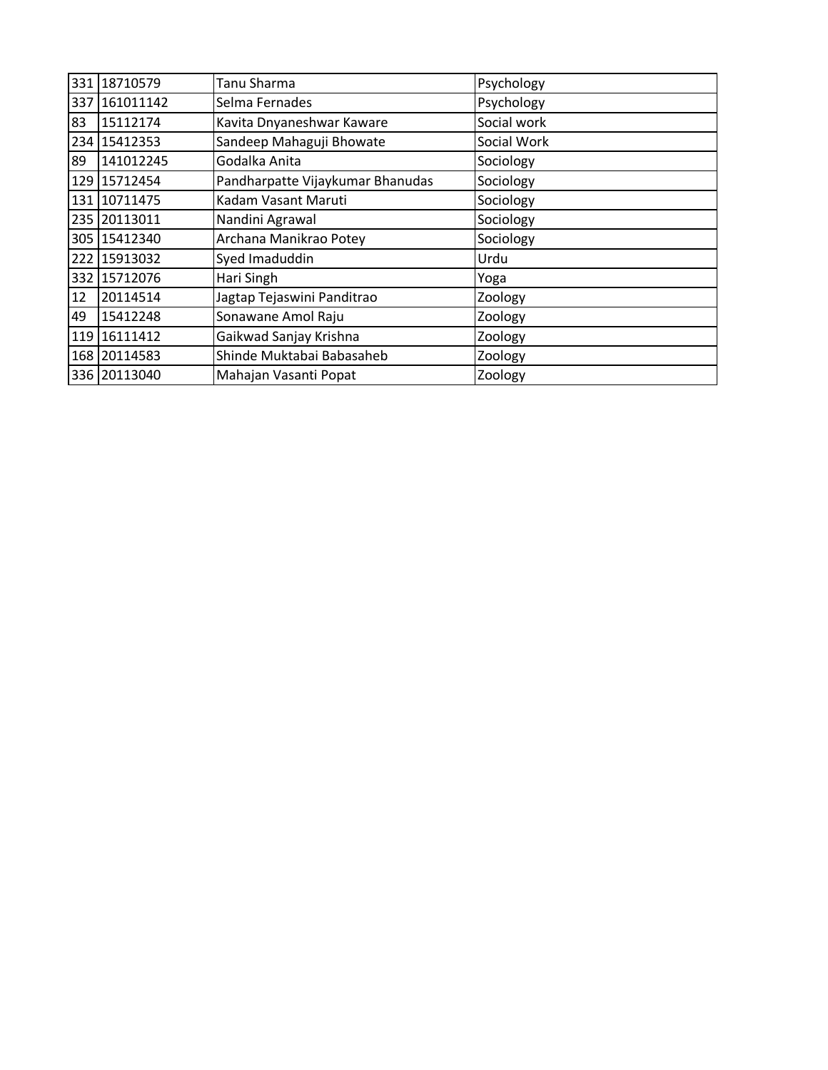| | | | |
|---|---|---|---|
| 331 | 18710579 | Tanu Sharma | Psychology |
| 337 | 161011142 | Selma Fernades | Psychology |
| 83 | 15112174 | Kavita Dnyaneshwar Kaware | Social work |
| 234 | 15412353 | Sandeep Mahaguji Bhowate | Social Work |
| 89 | 141012245 | Godalka Anita | Sociology |
| 129 | 15712454 | Pandharpatte Vijaykumar Bhanudas | Sociology |
| 131 | 10711475 | Kadam Vasant Maruti | Sociology |
| 235 | 20113011 | Nandini Agrawal | Sociology |
| 305 | 15412340 | Archana Manikrao Potey | Sociology |
| 222 | 15913032 | Syed Imaduddin | Urdu |
| 332 | 15712076 | Hari Singh | Yoga |
| 12 | 20114514 | Jagtap Tejaswini Panditrao | Zoology |
| 49 | 15412248 | Sonawane Amol Raju | Zoology |
| 119 | 16111412 | Gaikwad Sanjay Krishna | Zoology |
| 168 | 20114583 | Shinde Muktabai Babasaheb | Zoology |
| 336 | 20113040 | Mahajan Vasanti Popat | Zoology |